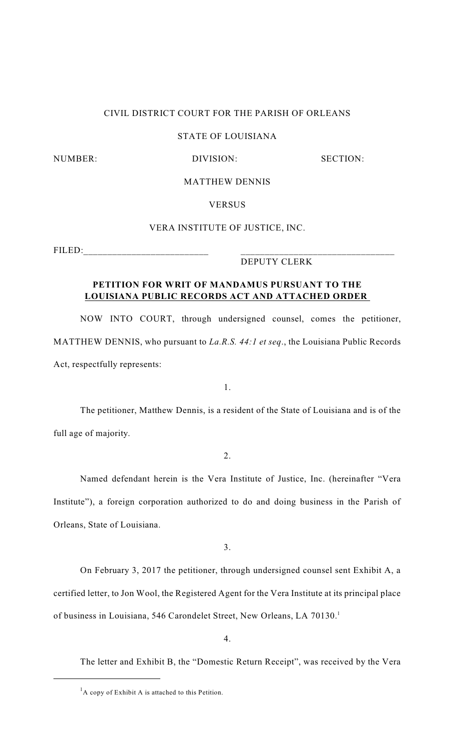CIVIL DISTRICT COURT FOR THE PARISH OF ORLEANS

STATE OF LOUISIANA

NUMBER: DIVISION: SECTION:

MATTHEW DENNIS

VERSUS

VERA INSTITUTE OF JUSTICE, INC.

FILED:_________________________ _______________________________
DEPUTY CLERK

**PETITION FOR WRIT OF MANDAMUS PURSUANT TO THE LOUISIANA PUBLIC RECORDS ACT AND ATTACHED ORDER**

NOW INTO COURT, through undersigned counsel, comes the petitioner, MATTHEW DENNIS, who pursuant to *La.R.S. 44:1 et seq*., the Louisiana Public Records Act, respectfully represents:

1.

The petitioner, Matthew Dennis, is a resident of the State of Louisiana and is of the full age of majority.

2.

Named defendant herein is the Vera Institute of Justice, Inc. (hereinafter "Vera Institute"), a foreign corporation authorized to do and doing business in the Parish of Orleans, State of Louisiana.

3.

On February 3, 2017 the petitioner, through undersigned counsel sent Exhibit A, a certified letter, to Jon Wool, the Registered Agent for the Vera Institute at its principal place of business in Louisiana, 546 Carondelet Street, New Orleans, LA 70130.[1]

4.

The letter and Exhibit B, the "Domestic Return Receipt", was received by the Vera

[1] A copy of Exhibit A is attached to this Petition.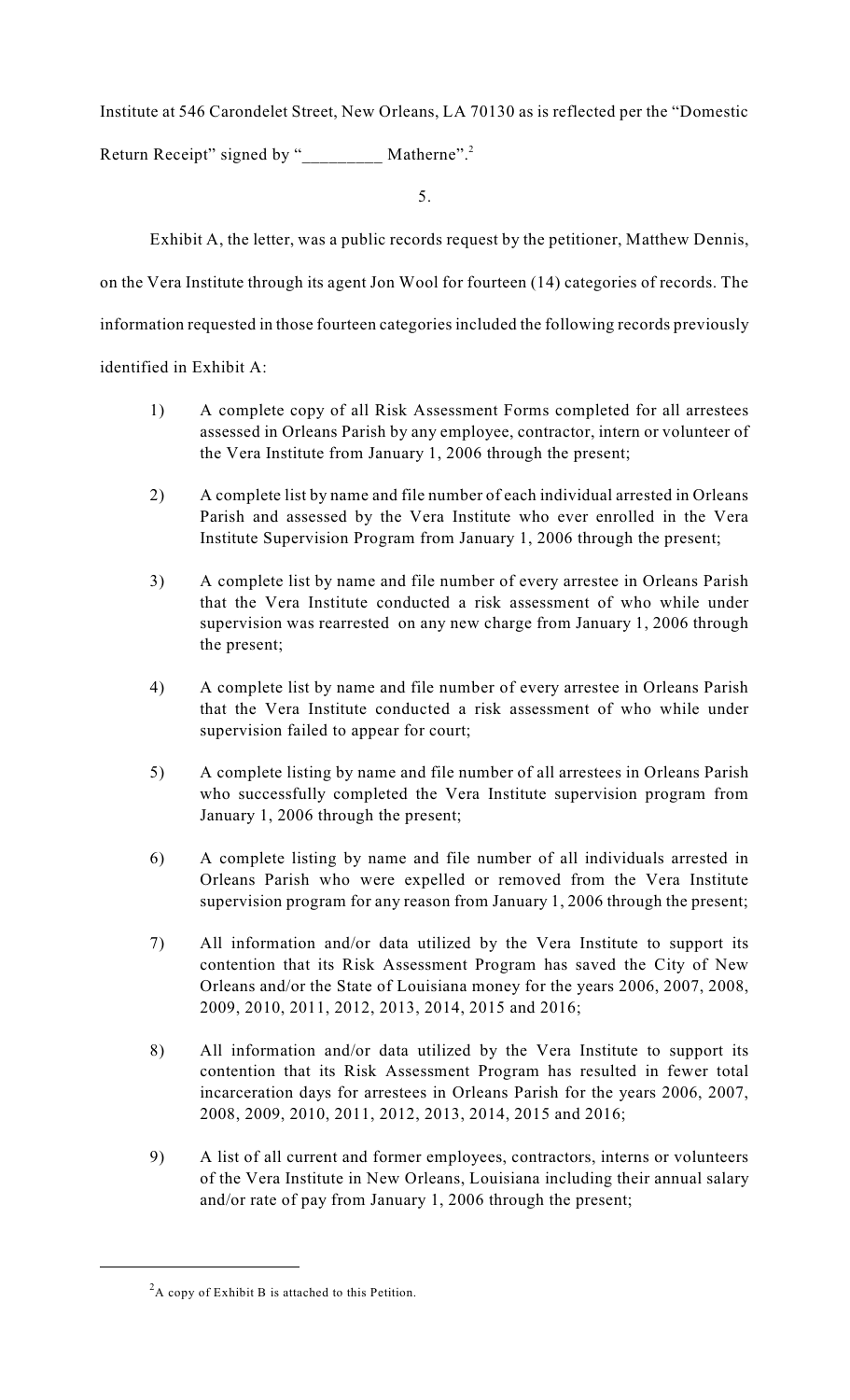Institute at 546 Carondelet Street, New Orleans, LA 70130 as is reflected per the "Domestic Return Receipt" signed by "_________ Matherne".[2]

5.

Exhibit A, the letter, was a public records request by the petitioner, Matthew Dennis, on the Vera Institute through its agent Jon Wool for fourteen (14) categories of records. The information requested in those fourteen categories included the following records previously identified in Exhibit A:

1) A complete copy of all Risk Assessment Forms completed for all arrestees assessed in Orleans Parish by any employee, contractor, intern or volunteer of the Vera Institute from January 1, 2006 through the present;

2) A complete list by name and file number of each individual arrested in Orleans Parish and assessed by the Vera Institute who ever enrolled in the Vera Institute Supervision Program from January 1, 2006 through the present;

3) A complete list by name and file number of every arrestee in Orleans Parish that the Vera Institute conducted a risk assessment of who while under supervision was rearrested on any new charge from January 1, 2006 through the present;

4) A complete list by name and file number of every arrestee in Orleans Parish that the Vera Institute conducted a risk assessment of who while under supervision failed to appear for court;

5) A complete listing by name and file number of all arrestees in Orleans Parish who successfully completed the Vera Institute supervision program from January 1, 2006 through the present;

6) A complete listing by name and file number of all individuals arrested in Orleans Parish who were expelled or removed from the Vera Institute supervision program for any reason from January 1, 2006 through the present;

7) All information and/or data utilized by the Vera Institute to support its contention that its Risk Assessment Program has saved the City of New Orleans and/or the State of Louisiana money for the years 2006, 2007, 2008, 2009, 2010, 2011, 2012, 2013, 2014, 2015 and 2016;

8) All information and/or data utilized by the Vera Institute to support its contention that its Risk Assessment Program has resulted in fewer total incarceration days for arrestees in Orleans Parish for the years 2006, 2007, 2008, 2009, 2010, 2011, 2012, 2013, 2014, 2015 and 2016;

9) A list of all current and former employees, contractors, interns or volunteers of the Vera Institute in New Orleans, Louisiana including their annual salary and/or rate of pay from January 1, 2006 through the present;

[2] A copy of Exhibit B is attached to this Petition.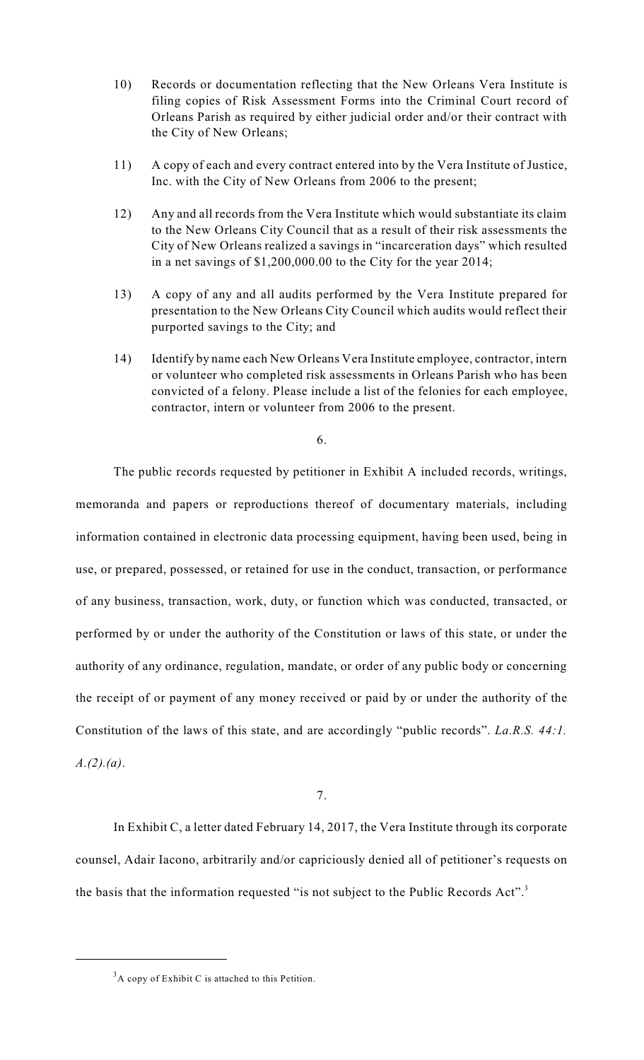10) Records or documentation reflecting that the New Orleans Vera Institute is filing copies of Risk Assessment Forms into the Criminal Court record of Orleans Parish as required by either judicial order and/or their contract with the City of New Orleans;

11) A copy of each and every contract entered into by the Vera Institute of Justice, Inc. with the City of New Orleans from 2006 to the present;

12) Any and all records from the Vera Institute which would substantiate its claim to the New Orleans City Council that as a result of their risk assessments the City of New Orleans realized a savings in "incarceration days" which resulted in a net savings of $1,200,000.00 to the City for the year 2014;

13) A copy of any and all audits performed by the Vera Institute prepared for presentation to the New Orleans City Council which audits would reflect their purported savings to the City; and

14) Identify by name each New Orleans Vera Institute employee, contractor, intern or volunteer who completed risk assessments in Orleans Parish who has been convicted of a felony. Please include a list of the felonies for each employee, contractor, intern or volunteer from 2006 to the present.

6.

The public records requested by petitioner in Exhibit A included records, writings, memoranda and papers or reproductions thereof of documentary materials, including information contained in electronic data processing equipment, having been used, being in use, or prepared, possessed, or retained for use in the conduct, transaction, or performance of any business, transaction, work, duty, or function which was conducted, transacted, or performed by or under the authority of the Constitution or laws of this state, or under the authority of any ordinance, regulation, mandate, or order of any public body or concerning the receipt of or payment of any money received or paid by or under the authority of the Constitution of the laws of this state, and are accordingly "public records". *La.R.S. 44:1. A.(2).(a)*.

7.

In Exhibit C, a letter dated February 14, 2017, the Vera Institute through its corporate counsel, Adair Iacono, arbitrarily and/or capriciously denied all of petitioner's requests on the basis that the information requested "is not subject to the Public Records Act".[3]

[3] A copy of Exhibit C is attached to this Petition.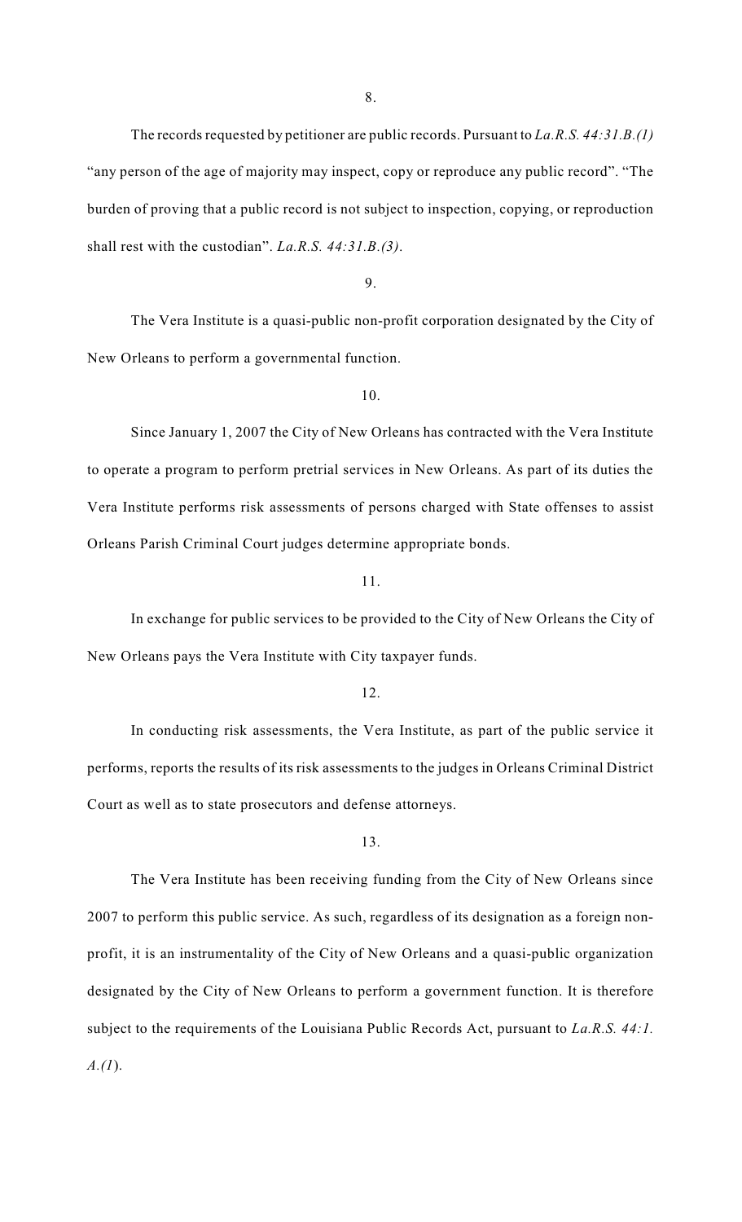8.

The records requested by petitioner are public records. Pursuant to *La.R.S. 44:31.B.(1)* "any person of the age of majority may inspect, copy or reproduce any public record". "The burden of proving that a public record is not subject to inspection, copying, or reproduction shall rest with the custodian". *La.R.S. 44:31.B.(3)*.

9.

The Vera Institute is a quasi-public non-profit corporation designated by the City of New Orleans to perform a governmental function.

10.

Since January 1, 2007 the City of New Orleans has contracted with the Vera Institute to operate a program to perform pretrial services in New Orleans. As part of its duties the Vera Institute performs risk assessments of persons charged with State offenses to assist Orleans Parish Criminal Court judges determine appropriate bonds.

11.

In exchange for public services to be provided to the City of New Orleans the City of New Orleans pays the Vera Institute with City taxpayer funds.

12.

In conducting risk assessments, the Vera Institute, as part of the public service it performs, reports the results of its risk assessments to the judges in Orleans Criminal District Court as well as to state prosecutors and defense attorneys.

13.

The Vera Institute has been receiving funding from the City of New Orleans since 2007 to perform this public service. As such, regardless of its designation as a foreign non-profit, it is an instrumentality of the City of New Orleans and a quasi-public organization designated by the City of New Orleans to perform a government function. It is therefore subject to the requirements of the Louisiana Public Records Act, pursuant to *La.R.S. 44:1. A.(1*).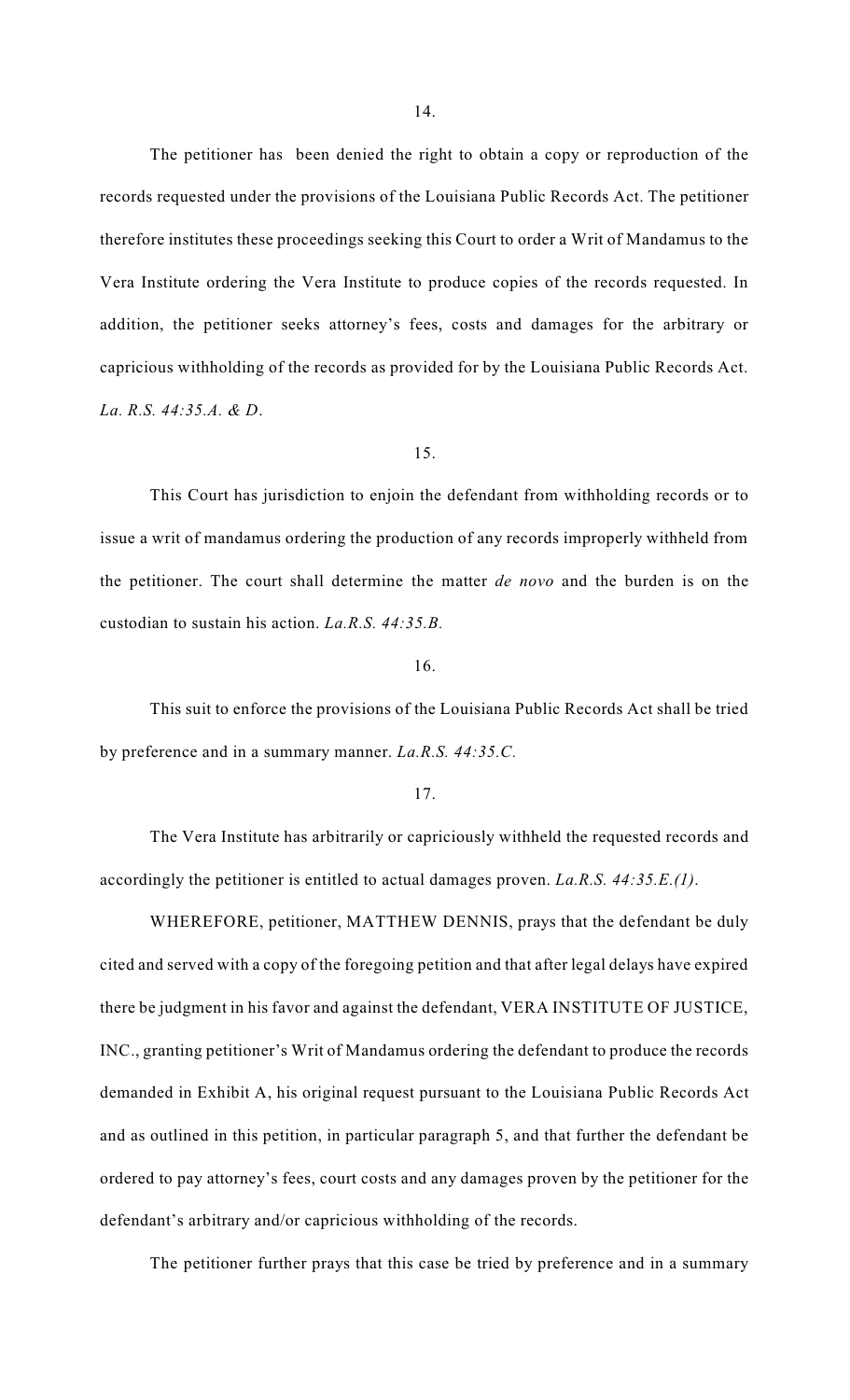14.

The petitioner has been denied the right to obtain a copy or reproduction of the records requested under the provisions of the Louisiana Public Records Act. The petitioner therefore institutes these proceedings seeking this Court to order a Writ of Mandamus to the Vera Institute ordering the Vera Institute to produce copies of the records requested. In addition, the petitioner seeks attorney's fees, costs and damages for the arbitrary or capricious withholding of the records as provided for by the Louisiana Public Records Act. *La. R.S. 44:35.A. & D*.

15.

This Court has jurisdiction to enjoin the defendant from withholding records or to issue a writ of mandamus ordering the production of any records improperly withheld from the petitioner. The court shall determine the matter *de novo* and the burden is on the custodian to sustain his action. *La.R.S. 44:35.B.*

16.

This suit to enforce the provisions of the Louisiana Public Records Act shall be tried by preference and in a summary manner. *La.R.S. 44:35.C.*

17.

The Vera Institute has arbitrarily or capriciously withheld the requested records and accordingly the petitioner is entitled to actual damages proven. *La.R.S. 44:35.E.(1)*.

WHEREFORE, petitioner, MATTHEW DENNIS, prays that the defendant be duly cited and served with a copy of the foregoing petition and that after legal delays have expired there be judgment in his favor and against the defendant, VERA INSTITUTE OF JUSTICE, INC., granting petitioner's Writ of Mandamus ordering the defendant to produce the records demanded in Exhibit A, his original request pursuant to the Louisiana Public Records Act and as outlined in this petition, in particular paragraph 5, and that further the defendant be ordered to pay attorney's fees, court costs and any damages proven by the petitioner for the defendant's arbitrary and/or capricious withholding of the records.

The petitioner further prays that this case be tried by preference and in a summary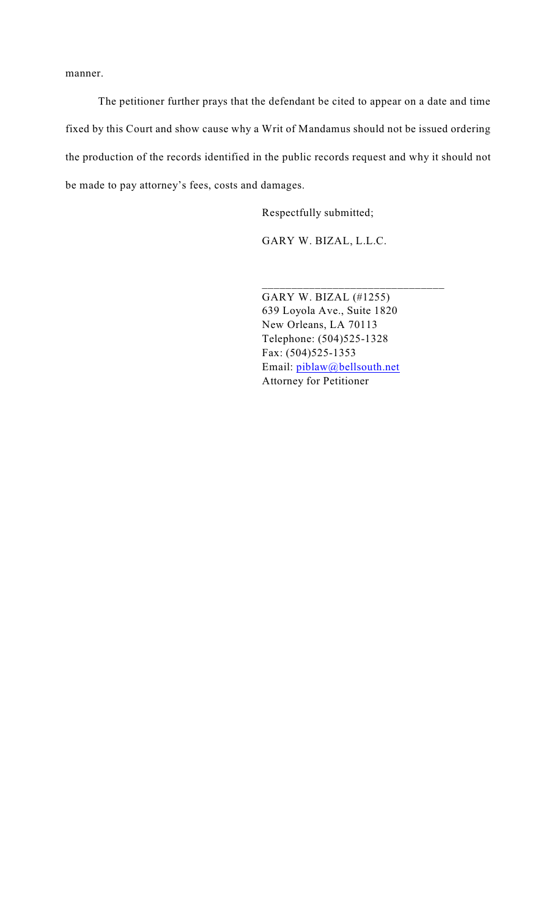manner.

The petitioner further prays that the defendant be cited to appear on a date and time fixed by this Court and show cause why a Writ of Mandamus should not be issued ordering the production of the records identified in the public records request and why it should not be made to pay attorney's fees, costs and damages.

Respectfully submitted;

GARY W. BIZAL, L.L.C.

_______________________________

GARY W. BIZAL (#1255)
639 Loyola Ave., Suite 1820
New Orleans, LA 70113
Telephone: (504)525-1328
Fax: (504)525-1353
Email: piblaw@bellsouth.net
Attorney for Petitioner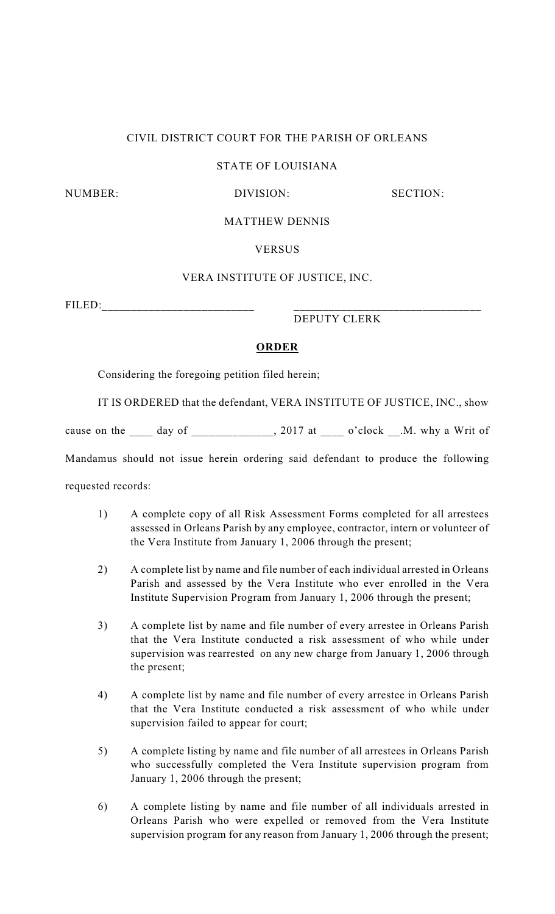CIVIL DISTRICT COURT FOR THE PARISH OF ORLEANS

STATE OF LOUISIANA

NUMBER: DIVISION: SECTION:

MATTHEW DENNIS

VERSUS

VERA INSTITUTE OF JUSTICE, INC.

FILED:__________________________ ________________________________
DEPUTY CLERK

**ORDER**

Considering the foregoing petition filed herein;

IT IS ORDERED that the defendant, VERA INSTITUTE OF JUSTICE, INC., show cause on the ____ day of _____________, 2017 at ____ o'clock __.M. why a Writ of Mandamus should not issue herein ordering said defendant to produce the following requested records:

1) A complete copy of all Risk Assessment Forms completed for all arrestees assessed in Orleans Parish by any employee, contractor, intern or volunteer of the Vera Institute from January 1, 2006 through the present;

2) A complete list by name and file number of each individual arrested in Orleans Parish and assessed by the Vera Institute who ever enrolled in the Vera Institute Supervision Program from January 1, 2006 through the present;

3) A complete list by name and file number of every arrestee in Orleans Parish that the Vera Institute conducted a risk assessment of who while under supervision was rearrested on any new charge from January 1, 2006 through the present;

4) A complete list by name and file number of every arrestee in Orleans Parish that the Vera Institute conducted a risk assessment of who while under supervision failed to appear for court;

5) A complete listing by name and file number of all arrestees in Orleans Parish who successfully completed the Vera Institute supervision program from January 1, 2006 through the present;

6) A complete listing by name and file number of all individuals arrested in Orleans Parish who were expelled or removed from the Vera Institute supervision program for any reason from January 1, 2006 through the present;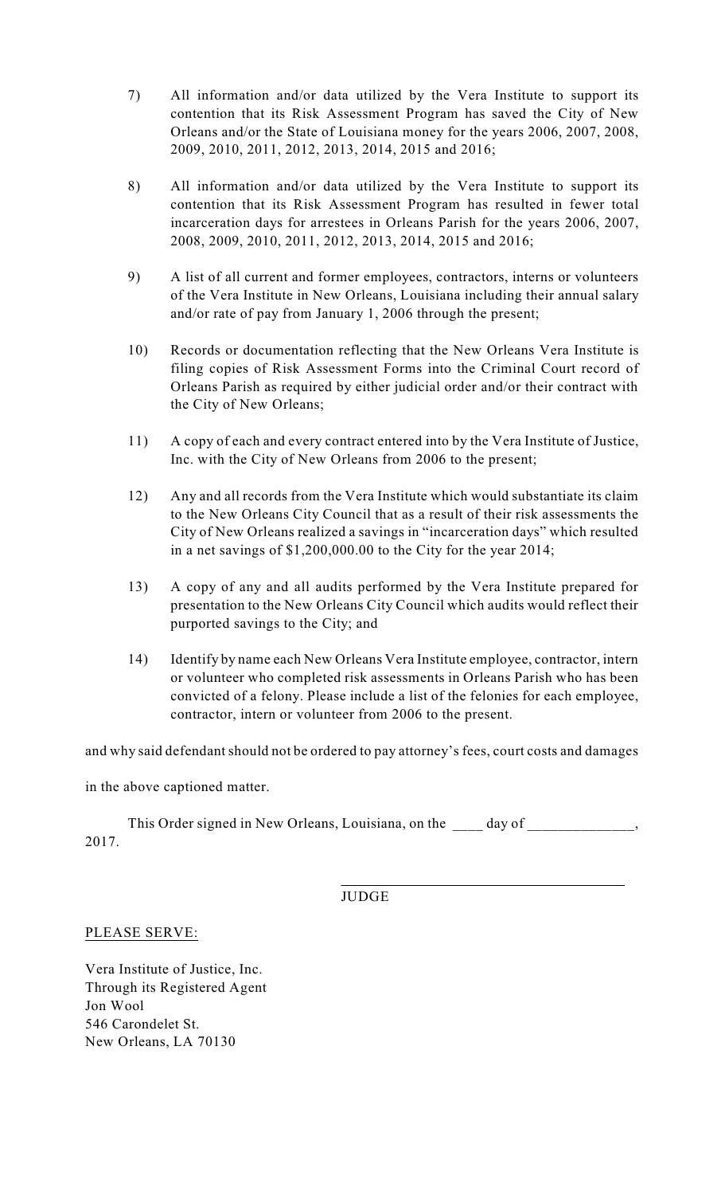7) All information and/or data utilized by the Vera Institute to support its contention that its Risk Assessment Program has saved the City of New Orleans and/or the State of Louisiana money for the years 2006, 2007, 2008, 2009, 2010, 2011, 2012, 2013, 2014, 2015 and 2016;

8) All information and/or data utilized by the Vera Institute to support its contention that its Risk Assessment Program has resulted in fewer total incarceration days for arrestees in Orleans Parish for the years 2006, 2007, 2008, 2009, 2010, 2011, 2012, 2013, 2014, 2015 and 2016;

9) A list of all current and former employees, contractors, interns or volunteers of the Vera Institute in New Orleans, Louisiana including their annual salary and/or rate of pay from January 1, 2006 through the present;

10) Records or documentation reflecting that the New Orleans Vera Institute is filing copies of Risk Assessment Forms into the Criminal Court record of Orleans Parish as required by either judicial order and/or their contract with the City of New Orleans;

11) A copy of each and every contract entered into by the Vera Institute of Justice, Inc. with the City of New Orleans from 2006 to the present;

12) Any and all records from the Vera Institute which would substantiate its claim to the New Orleans City Council that as a result of their risk assessments the City of New Orleans realized a savings in "incarceration days" which resulted in a net savings of $1,200,000.00 to the City for the year 2014;

13) A copy of any and all audits performed by the Vera Institute prepared for presentation to the New Orleans City Council which audits would reflect their purported savings to the City; and

14) Identify by name each New Orleans Vera Institute employee, contractor, intern or volunteer who completed risk assessments in Orleans Parish who has been convicted of a felony. Please include a list of the felonies for each employee, contractor, intern or volunteer from 2006 to the present.

and why said defendant should not be ordered to pay attorney's fees, court costs and damages in the above captioned matter.

This Order signed in New Orleans, Louisiana, on the ____ day of ______________, 2017.

_______________________________________
JUDGE

PLEASE SERVE:

Vera Institute of Justice, Inc.
Through its Registered Agent
Jon Wool
546 Carondelet St.
New Orleans, LA 70130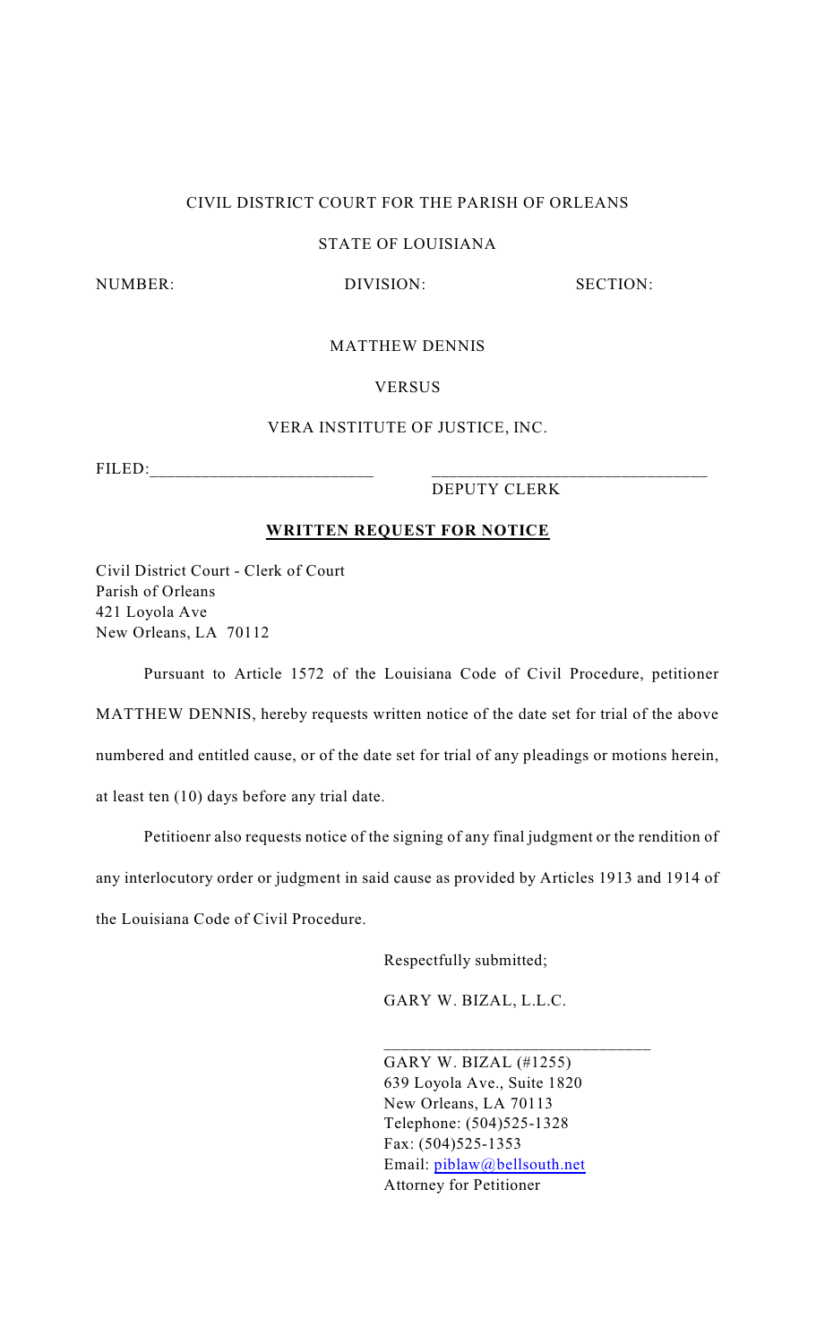CIVIL DISTRICT COURT FOR THE PARISH OF ORLEANS

STATE OF LOUISIANA

NUMBER: DIVISION: SECTION:

MATTHEW DENNIS

VERSUS

VERA INSTITUTE OF JUSTICE, INC.

FILED:_________________________ _______________________________
DEPUTY CLERK

**WRITTEN REQUEST FOR NOTICE**

Civil District Court - Clerk of Court
Parish of Orleans
421 Loyola Ave
New Orleans, LA 70112

Pursuant to Article 1572 of the Louisiana Code of Civil Procedure, petitioner MATTHEW DENNIS, hereby requests written notice of the date set for trial of the above numbered and entitled cause, or of the date set for trial of any pleadings or motions herein, at least ten (10) days before any trial date.

Petitioenr also requests notice of the signing of any final judgment or the rendition of any interlocutory order or judgment in said cause as provided by Articles 1913 and 1914 of the Louisiana Code of Civil Procedure.

Respectfully submitted;

GARY W. BIZAL, L.L.C.

_______________________________
GARY W. BIZAL (#1255)
639 Loyola Ave., Suite 1820
New Orleans, LA 70113
Telephone: (504)525-1328
Fax: (504)525-1353
Email: piblaw@bellsouth.net
Attorney for Petitioner